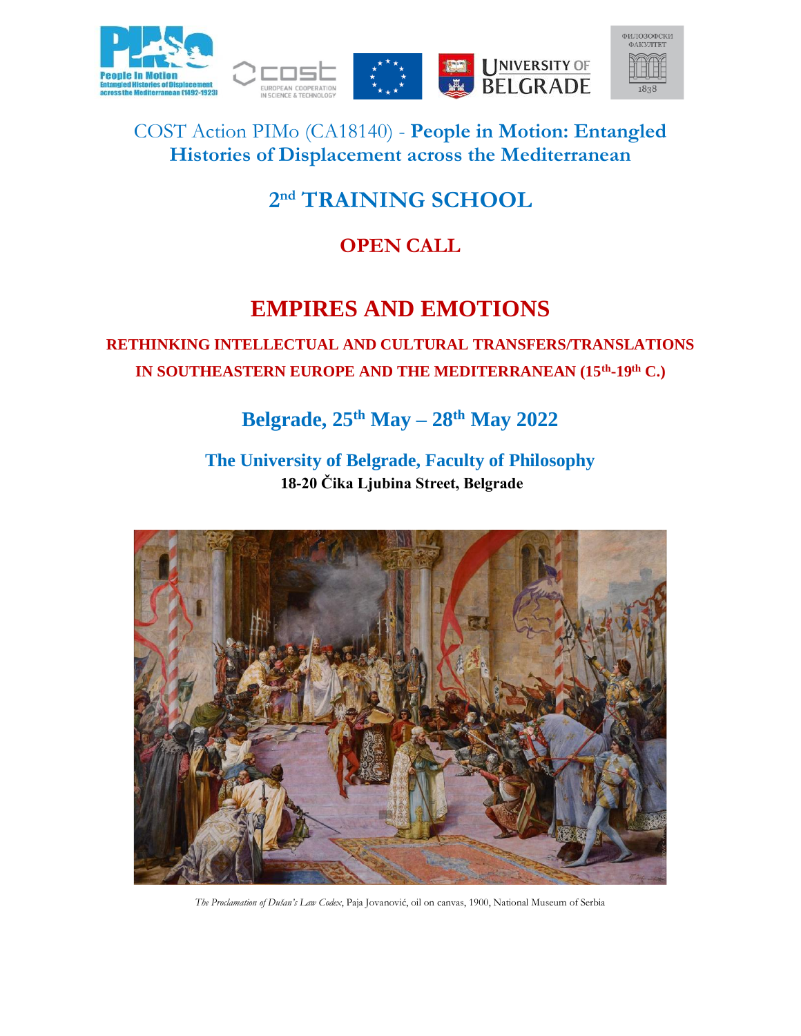COST Action PIMo (CA18140) - **People in Motion: Entangled Histories of Displacement across the Mediterranean**

# 2nd TRAINING SCHOOL

## OPEN CALL

# EMPIRES AND EMOTIONS

## RETHINKING INTELLECTUAL AND CULTURAL TRANSFERS/TRANSLATIONS IN SOUTHEASTERN EUROPE AND THE MEDITERRANEAN (15th-19th C.)

## Belgrade, 25th May – 28th May 2022

**The University of Belgrade, Faculty of Philosophy**

**18-20 Čika Ljubina Street, Belgrade**

*The Proclamation of Dušan's Law Codex*, Paja Jovanović, oil on canvas, 1900, National Museum of Serbia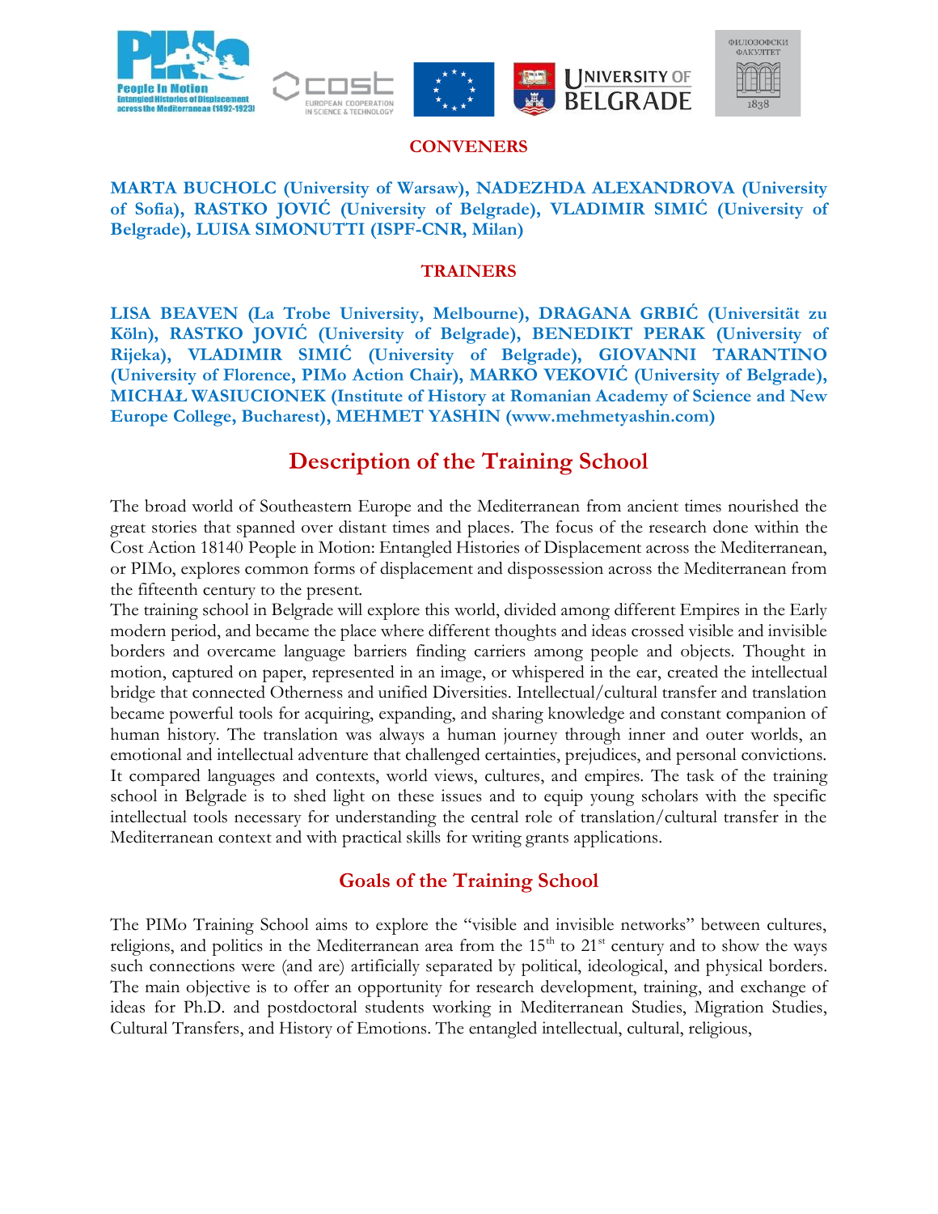## CONVENERS

**MARTA BUCHOLC (University of Warsaw), NADEZHDA ALEXANDROVA (University of Sofia), RASTKO JOVIĆ (University of Belgrade), VLADIMIR SIMIĆ (University of Belgrade), LUISA SIMONUTTI (ISPF-CNR, Milan)**

## TRAINERS

**LISA BEAVEN (La Trobe University, Melbourne), DRAGANA GRBIĆ (Universität zu Köln), RASTKO JOVIĆ (University of Belgrade), BENEDIKT PERAK (University of Rijeka), VLADIMIR SIMIĆ (University of Belgrade), GIOVANNI TARANTINO (University of Florence, PIMo Action Chair), MARKO VEKOVIĆ (University of Belgrade), MICHAŁ WASIUCIONEK (Institute of History at Romanian Academy of Science and New Europe College, Bucharest), MEHMET YASHIN (www.mehmetyashin.com)**

# Description of the Training School

The broad world of Southeastern Europe and the Mediterranean from ancient times nourished the great stories that spanned over distant times and places. The focus of the research done within the Cost Action 18140 People in Motion: Entangled Histories of Displacement across the Mediterranean, or PIMo, explores common forms of displacement and dispossession across the Mediterranean from the fifteenth century to the present.

The training school in Belgrade will explore this world, divided among different Empires in the Early modern period, and became the place where different thoughts and ideas crossed visible and invisible borders and overcame language barriers finding carriers among people and objects. Thought in motion, captured on paper, represented in an image, or whispered in the ear, created the intellectual bridge that connected Otherness and unified Diversities. Intellectual/cultural transfer and translation became powerful tools for acquiring, expanding, and sharing knowledge and constant companion of human history. The translation was always a human journey through inner and outer worlds, an emotional and intellectual adventure that challenged certainties, prejudices, and personal convictions. It compared languages and contexts, world views, cultures, and empires. The task of the training school in Belgrade is to shed light on these issues and to equip young scholars with the specific intellectual tools necessary for understanding the central role of translation/cultural transfer in the Mediterranean context and with practical skills for writing grants applications.

## Goals of the Training School

The PIMo Training School aims to explore the "visible and invisible networks" between cultures, religions, and politics in the Mediterranean area from the 15th to 21st century and to show the ways such connections were (and are) artificially separated by political, ideological, and physical borders. The main objective is to offer an opportunity for research development, training, and exchange of ideas for Ph.D. and postdoctoral students working in Mediterranean Studies, Migration Studies, Cultural Transfers, and History of Emotions. The entangled intellectual, cultural, religious,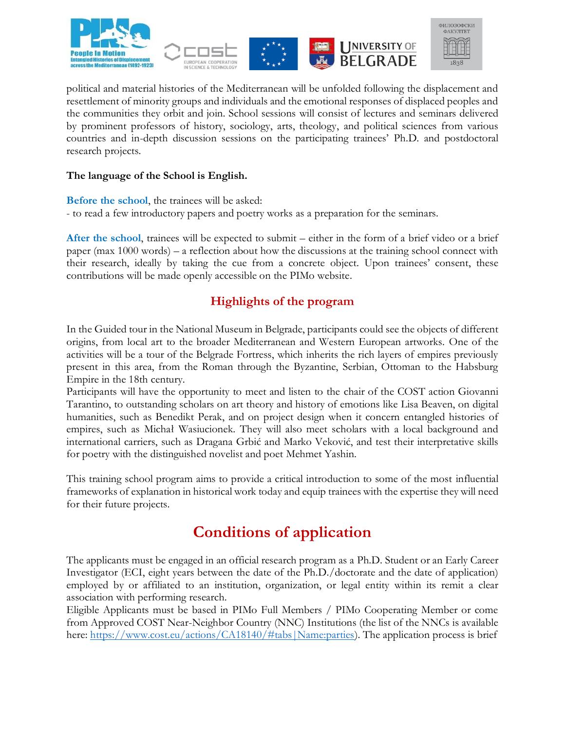political and material histories of the Mediterranean will be unfolded following the displacement and resettlement of minority groups and individuals and the emotional responses of displaced peoples and the communities they orbit and join. School sessions will consist of lectures and seminars delivered by prominent professors of history, sociology, arts, theology, and political sciences from various countries and in-depth discussion sessions on the participating trainees' Ph.D. and postdoctoral research projects.

**The language of the School is English.**

**Before the school**, the trainees will be asked:
- to read a few introductory papers and poetry works as a preparation for the seminars.

**After the school**, trainees will be expected to submit – either in the form of a brief video or a brief paper (max 1000 words) – a reflection about how the discussions at the training school connect with their research, ideally by taking the cue from a concrete object. Upon trainees' consent, these contributions will be made openly accessible on the PIMo website.

## Highlights of the program

In the Guided tour in the National Museum in Belgrade, participants could see the objects of different origins, from local art to the broader Mediterranean and Western European artworks. One of the activities will be a tour of the Belgrade Fortress, which inherits the rich layers of empires previously present in this area, from the Roman through the Byzantine, Serbian, Ottoman to the Habsburg Empire in the 18th century.
Participants will have the opportunity to meet and listen to the chair of the COST action Giovanni Tarantino, to outstanding scholars on art theory and history of emotions like Lisa Beaven, on digital humanities, such as Benedikt Perak, and on project design when it concern entangled histories of empires, such as Michał Wasiucionek. They will also meet scholars with a local background and international carriers, such as Dragana Grbić and Marko Veković, and test their interpretative skills for poetry with the distinguished novelist and poet Mehmet Yashin.

This training school program aims to provide a critical introduction to some of the most influential frameworks of explanation in historical work today and equip trainees with the expertise they will need for their future projects.

# Conditions of application

The applicants must be engaged in an official research program as a Ph.D. Student or an Early Career Investigator (ECI, eight years between the date of the Ph.D./doctorate and the date of application) employed by or affiliated to an institution, organization, or legal entity within its remit a clear association with performing research.
Eligible Applicants must be based in PIMo Full Members / PIMo Cooperating Member or come from Approved COST Near-Neighbor Country (NNC) Institutions (the list of the NNCs is available here: [https://www.cost.eu/actions/CA18140/#tabs|Name:parties](https://www.cost.eu/actions/CA18140/#tabs|Name:parties)). The application process is brief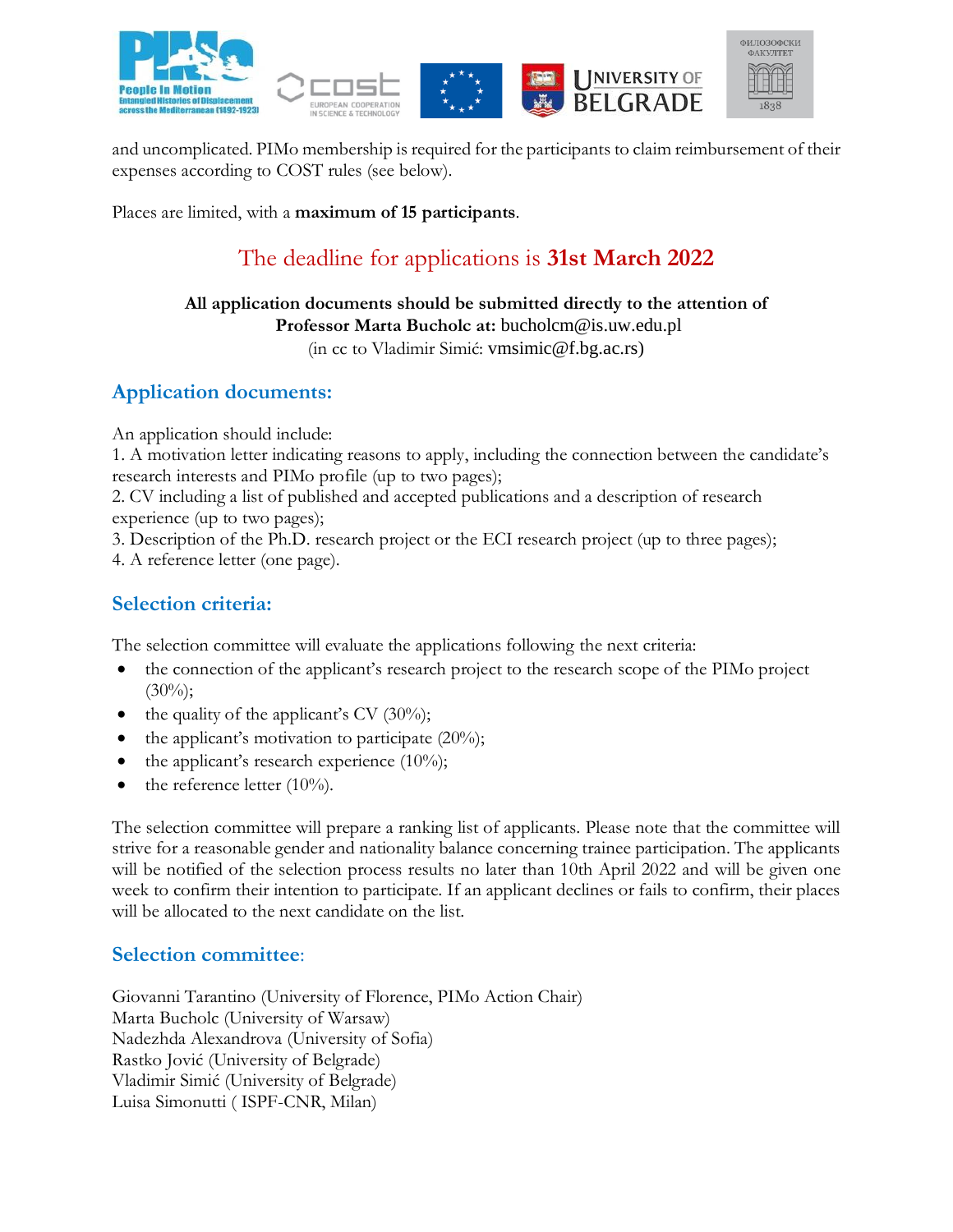and uncomplicated. PIMo membership is required for the participants to claim reimbursement of their expenses according to COST rules (see below).

Places are limited, with a **maximum of 15 participants**.

## The deadline for applications is **31st March 2022**

**All application documents should be submitted directly to the attention of Professor Marta Bucholc at:** bucholcm@is.uw.edu.pl
(in cc to Vladimir Simić: vmsimic@f.bg.ac.rs)

## Application documents:

An application should include:
1. A motivation letter indicating reasons to apply, including the connection between the candidate's research interests and PIMo profile (up to two pages);
2. CV including a list of published and accepted publications and a description of research experience (up to two pages);
3. Description of the Ph.D. research project or the ECI research project (up to three pages);
4. A reference letter (one page).

## Selection criteria:

The selection committee will evaluate the applications following the next criteria:

- the connection of the applicant's research project to the research scope of the PIMo project (30%);
- the quality of the applicant's CV (30%);
- the applicant's motivation to participate (20%);
- the applicant's research experience (10%);
- the reference letter (10%).

The selection committee will prepare a ranking list of applicants. Please note that the committee will strive for a reasonable gender and nationality balance concerning trainee participation. The applicants will be notified of the selection process results no later than 10th April 2022 and will be given one week to confirm their intention to participate. If an applicant declines or fails to confirm, their places will be allocated to the next candidate on the list.

## Selection committee:

Giovanni Tarantino (University of Florence, PIMo Action Chair)
Marta Bucholc (University of Warsaw)
Nadezhda Alexandrova (University of Sofia)
Rastko Jović (University of Belgrade)
Vladimir Simić (University of Belgrade)
Luisa Simonutti ( ISPF-CNR, Milan)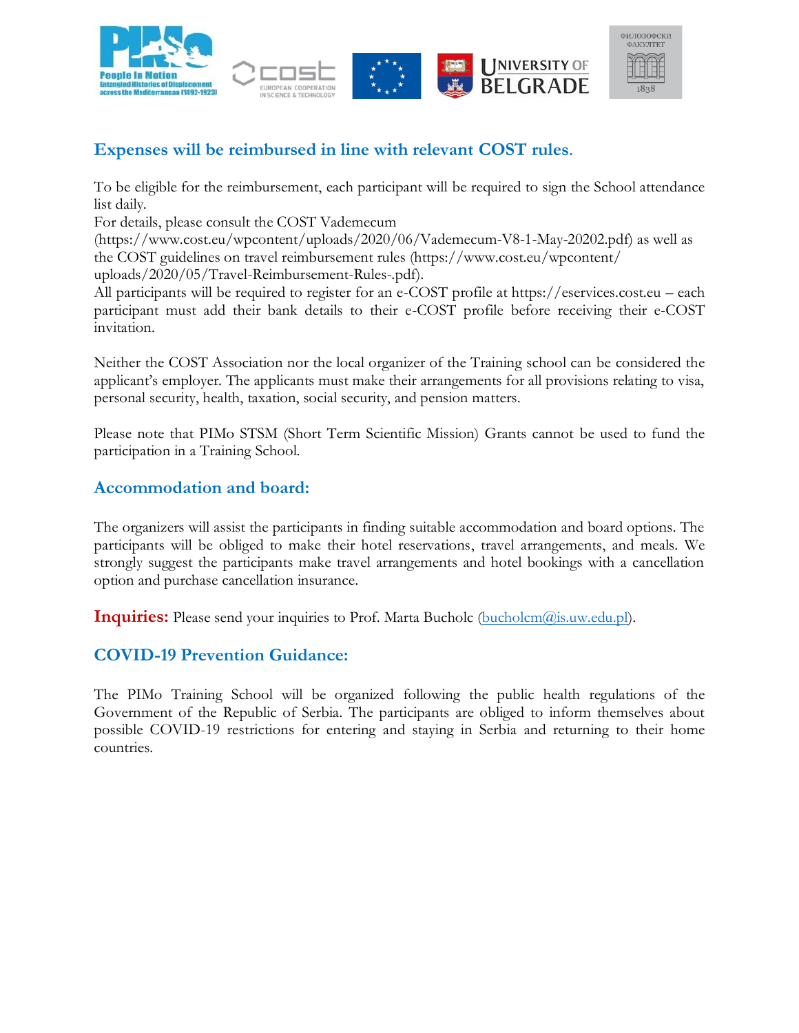## Expenses will be reimbursed in line with relevant COST rules.

To be eligible for the reimbursement, each participant will be required to sign the School attendance list daily.
For details, please consult the COST Vademecum (https://www.cost.eu/wpcontent/uploads/2020/06/Vademecum-V8-1-May-20202.pdf) as well as the COST guidelines on travel reimbursement rules (https://www.cost.eu/wpcontent/uploads/2020/05/Travel-Reimbursement-Rules-.pdf).
All participants will be required to register for an e-COST profile at https://eservices.cost.eu – each participant must add their bank details to their e-COST profile before receiving their e-COST invitation.

Neither the COST Association nor the local organizer of the Training school can be considered the applicant's employer. The applicants must make their arrangements for all provisions relating to visa, personal security, health, taxation, social security, and pension matters.

Please note that PIMo STSM (Short Term Scientific Mission) Grants cannot be used to fund the participation in a Training School.

## Accommodation and board:

The organizers will assist the participants in finding suitable accommodation and board options. The participants will be obliged to make their hotel reservations, travel arrangements, and meals. We strongly suggest the participants make travel arrangements and hotel bookings with a cancellation option and purchase cancellation insurance.

**Inquiries:** Please send your inquiries to Prof. Marta Bucholc (bucholcm@is.uw.edu.pl).

## COVID-19 Prevention Guidance:

The PIMo Training School will be organized following the public health regulations of the Government of the Republic of Serbia. The participants are obliged to inform themselves about possible COVID-19 restrictions for entering and staying in Serbia and returning to their home countries.